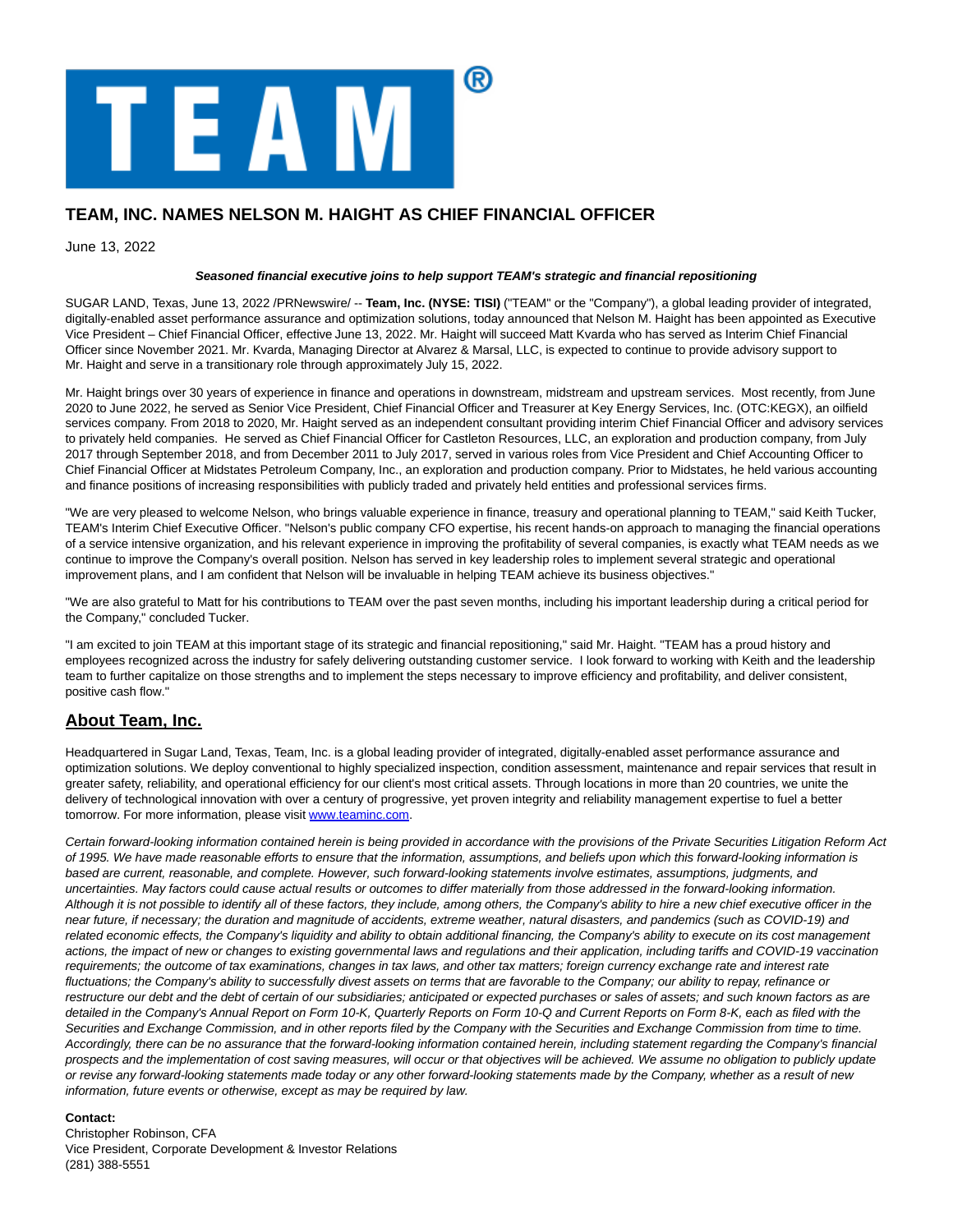# TEAM, INC. NAMES NELSON M. HAIGHT AS CHIEF FINANCIAL OFFICER

June 13, 2022

***Seasoned financial executive joins to help support TEAM's strategic and financial repositioning***

SUGAR LAND, Texas, June 13, 2022 /PRNewswire/ -- **Team, Inc. (NYSE: TISI)** ("TEAM" or the "Company"), a global leading provider of integrated, digitally-enabled asset performance assurance and optimization solutions, today announced that Nelson M. Haight has been appointed as Executive Vice President – Chief Financial Officer, effective June 13, 2022. Mr. Haight will succeed Matt Kvarda who has served as Interim Chief Financial Officer since November 2021. Mr. Kvarda, Managing Director at Alvarez & Marsal, LLC, is expected to continue to provide advisory support to Mr. Haight and serve in a transitionary role through approximately July 15, 2022.

Mr. Haight brings over 30 years of experience in finance and operations in downstream, midstream and upstream services. Most recently, from June 2020 to June 2022, he served as Senior Vice President, Chief Financial Officer and Treasurer at Key Energy Services, Inc. (OTC:KEGX), an oilfield services company. From 2018 to 2020, Mr. Haight served as an independent consultant providing interim Chief Financial Officer and advisory services to privately held companies. He served as Chief Financial Officer for Castleton Resources, LLC, an exploration and production company, from July 2017 through September 2018, and from December 2011 to July 2017, served in various roles from Vice President and Chief Accounting Officer to Chief Financial Officer at Midstates Petroleum Company, Inc., an exploration and production company. Prior to Midstates, he held various accounting and finance positions of increasing responsibilities with publicly traded and privately held entities and professional services firms.

"We are very pleased to welcome Nelson, who brings valuable experience in finance, treasury and operational planning to TEAM," said Keith Tucker, TEAM's Interim Chief Executive Officer. "Nelson's public company CFO expertise, his recent hands-on approach to managing the financial operations of a service intensive organization, and his relevant experience in improving the profitability of several companies, is exactly what TEAM needs as we continue to improve the Company's overall position. Nelson has served in key leadership roles to implement several strategic and operational improvement plans, and I am confident that Nelson will be invaluable in helping TEAM achieve its business objectives."

"We are also grateful to Matt for his contributions to TEAM over the past seven months, including his important leadership during a critical period for the Company," concluded Tucker.

"I am excited to join TEAM at this important stage of its strategic and financial repositioning," said Mr. Haight. "TEAM has a proud history and employees recognized across the industry for safely delivering outstanding customer service. I look forward to working with Keith and the leadership team to further capitalize on those strengths and to implement the steps necessary to improve efficiency and profitability, and deliver consistent, positive cash flow."

## About Team, Inc.

Headquartered in Sugar Land, Texas, Team, Inc. is a global leading provider of integrated, digitally-enabled asset performance assurance and optimization solutions. We deploy conventional to highly specialized inspection, condition assessment, maintenance and repair services that result in greater safety, reliability, and operational efficiency for our client's most critical assets. Through locations in more than 20 countries, we unite the delivery of technological innovation with over a century of progressive, yet proven integrity and reliability management expertise to fuel a better tomorrow. For more information, please visit www.teaminc.com.

*Certain forward-looking information contained herein is being provided in accordance with the provisions of the Private Securities Litigation Reform Act of 1995. We have made reasonable efforts to ensure that the information, assumptions, and beliefs upon which this forward-looking information is based are current, reasonable, and complete. However, such forward-looking statements involve estimates, assumptions, judgments, and uncertainties. May factors could cause actual results or outcomes to differ materially from those addressed in the forward-looking information. Although it is not possible to identify all of these factors, they include, among others, the Company's ability to hire a new chief executive officer in the near future, if necessary; the duration and magnitude of accidents, extreme weather, natural disasters, and pandemics (such as COVID-19) and related economic effects, the Company's liquidity and ability to obtain additional financing, the Company's ability to execute on its cost management actions, the impact of new or changes to existing governmental laws and regulations and their application, including tariffs and COVID-19 vaccination requirements; the outcome of tax examinations, changes in tax laws, and other tax matters; foreign currency exchange rate and interest rate fluctuations; the Company's ability to successfully divest assets on terms that are favorable to the Company; our ability to repay, refinance or restructure our debt and the debt of certain of our subsidiaries; anticipated or expected purchases or sales of assets; and such known factors as are detailed in the Company's Annual Report on Form 10-K, Quarterly Reports on Form 10-Q and Current Reports on Form 8-K, each as filed with the Securities and Exchange Commission, and in other reports filed by the Company with the Securities and Exchange Commission from time to time. Accordingly, there can be no assurance that the forward-looking information contained herein, including statement regarding the Company's financial prospects and the implementation of cost saving measures, will occur or that objectives will be achieved. We assume no obligation to publicly update or revise any forward-looking statements made today or any other forward-looking statements made by the Company, whether as a result of new information, future events or otherwise, except as may be required by law.*

**Contact:**
Christopher Robinson, CFA
Vice President, Corporate Development & Investor Relations
(281) 388-5551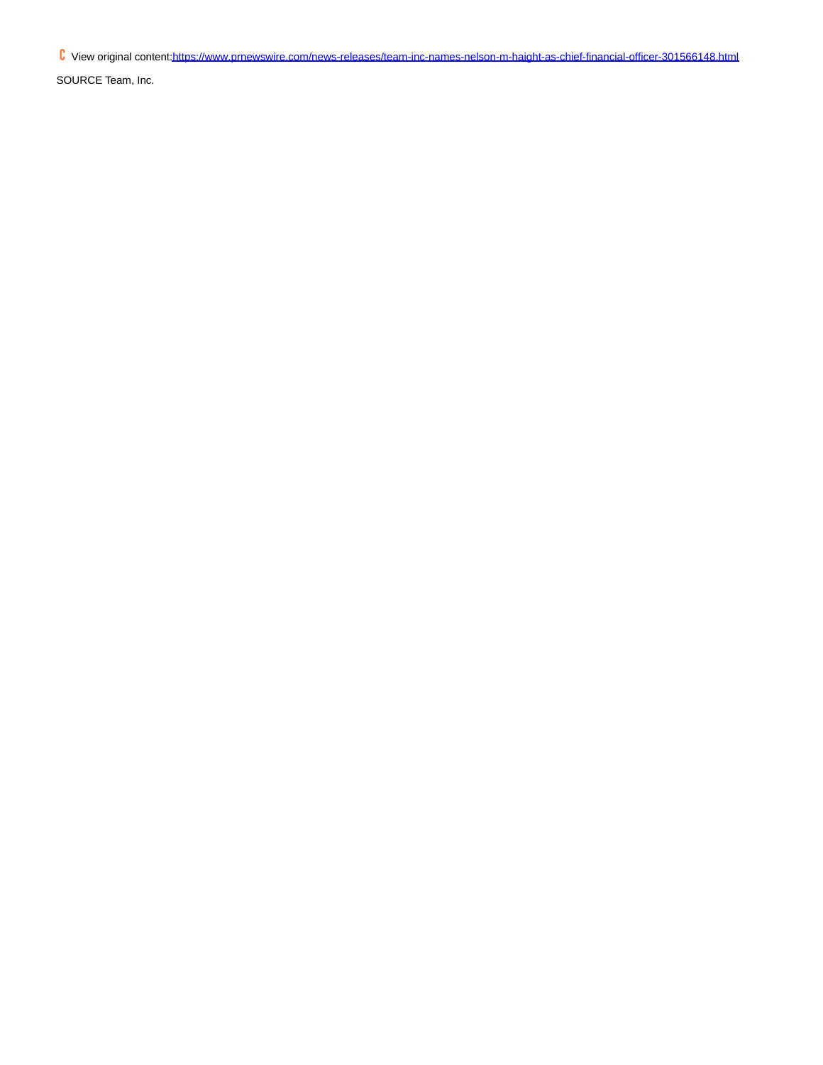View original content:https://www.prnewswire.com/news-releases/team-inc-names-nelson-m-haight-as-chief-financial-officer-301566148.html

SOURCE Team, Inc.